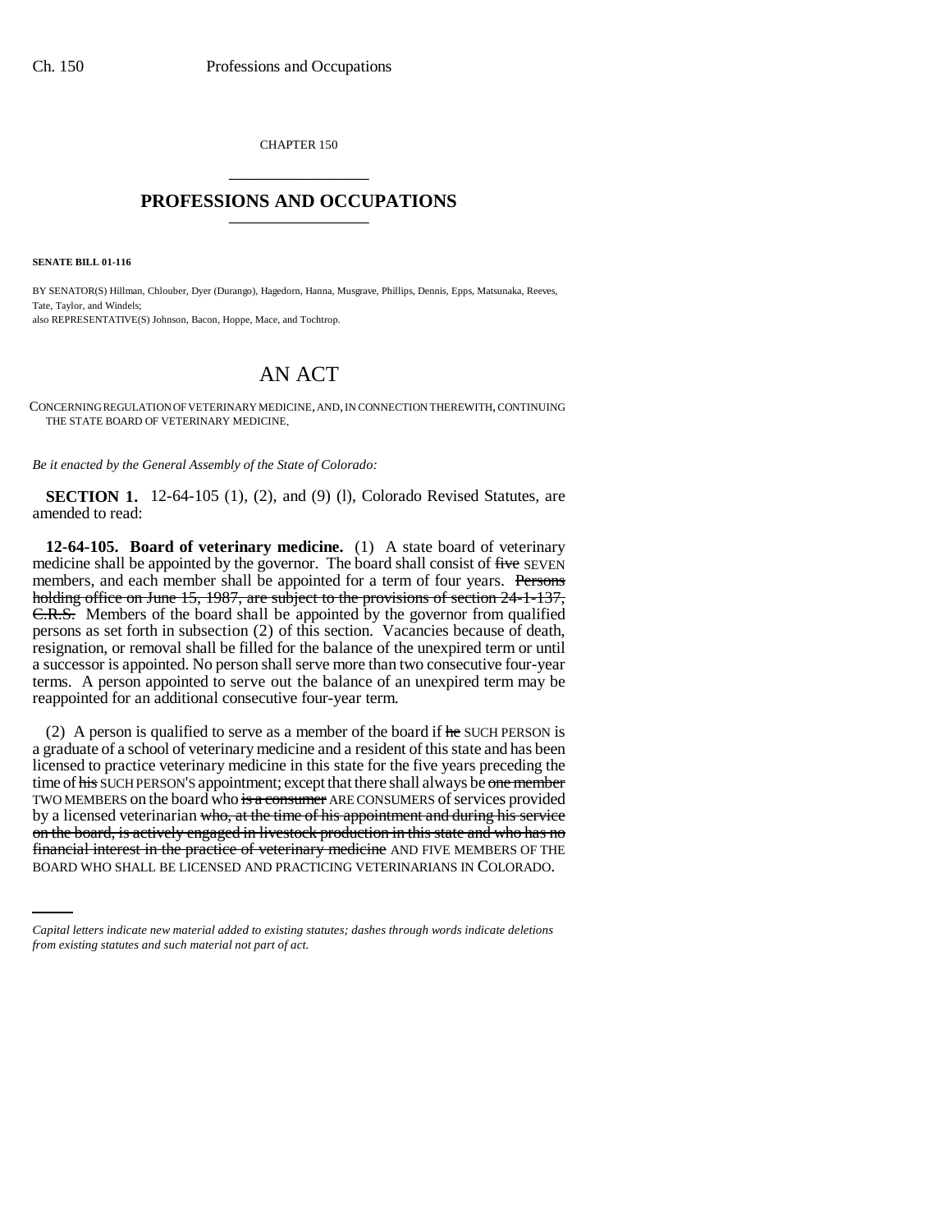CHAPTER 150

## PROFESSIONS AND OCCUPATIONS

**SENATE BILL 01-116**

BY SENATOR(S) Hillman, Chlouber, Dyer (Durango), Hagedorn, Hanna, Musgrave, Phillips, Dennis, Epps, Matsunaka, Reeves, Tate, Taylor, and Windels;
also REPRESENTATIVE(S) Johnson, Bacon, Hoppe, Mace, and Tochtrop.

# AN ACT

CONCERNING REGULATION OF VETERINARY MEDICINE, AND, IN CONNECTION THEREWITH, CONTINUING THE STATE BOARD OF VETERINARY MEDICINE.

*Be it enacted by the General Assembly of the State of Colorado:*

**SECTION 1.** 12-64-105 (1), (2), and (9) (l), Colorado Revised Statutes, are amended to read:

**12-64-105. Board of veterinary medicine.** (1) A state board of veterinary medicine shall be appointed by the governor. The board shall consist of ~~five~~ SEVEN members, and each member shall be appointed for a term of four years. ~~Persons holding office on June 15, 1987, are subject to the provisions of section 24-1-137, C.R.S.~~ Members of the board shall be appointed by the governor from qualified persons as set forth in subsection (2) of this section. Vacancies because of death, resignation, or removal shall be filled for the balance of the unexpired term or until a successor is appointed. No person shall serve more than two consecutive four-year terms. A person appointed to serve out the balance of an unexpired term may be reappointed for an additional consecutive four-year term.

(2) A person is qualified to serve as a member of the board if ~~he~~ SUCH PERSON is a graduate of a school of veterinary medicine and a resident of this state and has been licensed to practice veterinary medicine in this state for the five years preceding the time of ~~his~~ SUCH PERSON'S appointment; except that there shall always be ~~one member~~ TWO MEMBERS on the board who ~~is a consumer~~ ARE CONSUMERS of services provided by a licensed veterinarian ~~who, at the time of his appointment and during his service on the board, is actively engaged in livestock production in this state and who has no financial interest in the practice of veterinary medicine~~ AND FIVE MEMBERS OF THE BOARD WHO SHALL BE LICENSED AND PRACTICING VETERINARIANS IN COLORADO.

---

*Capital letters indicate new material added to existing statutes; dashes through words indicate deletions from existing statutes and such material not part of act.*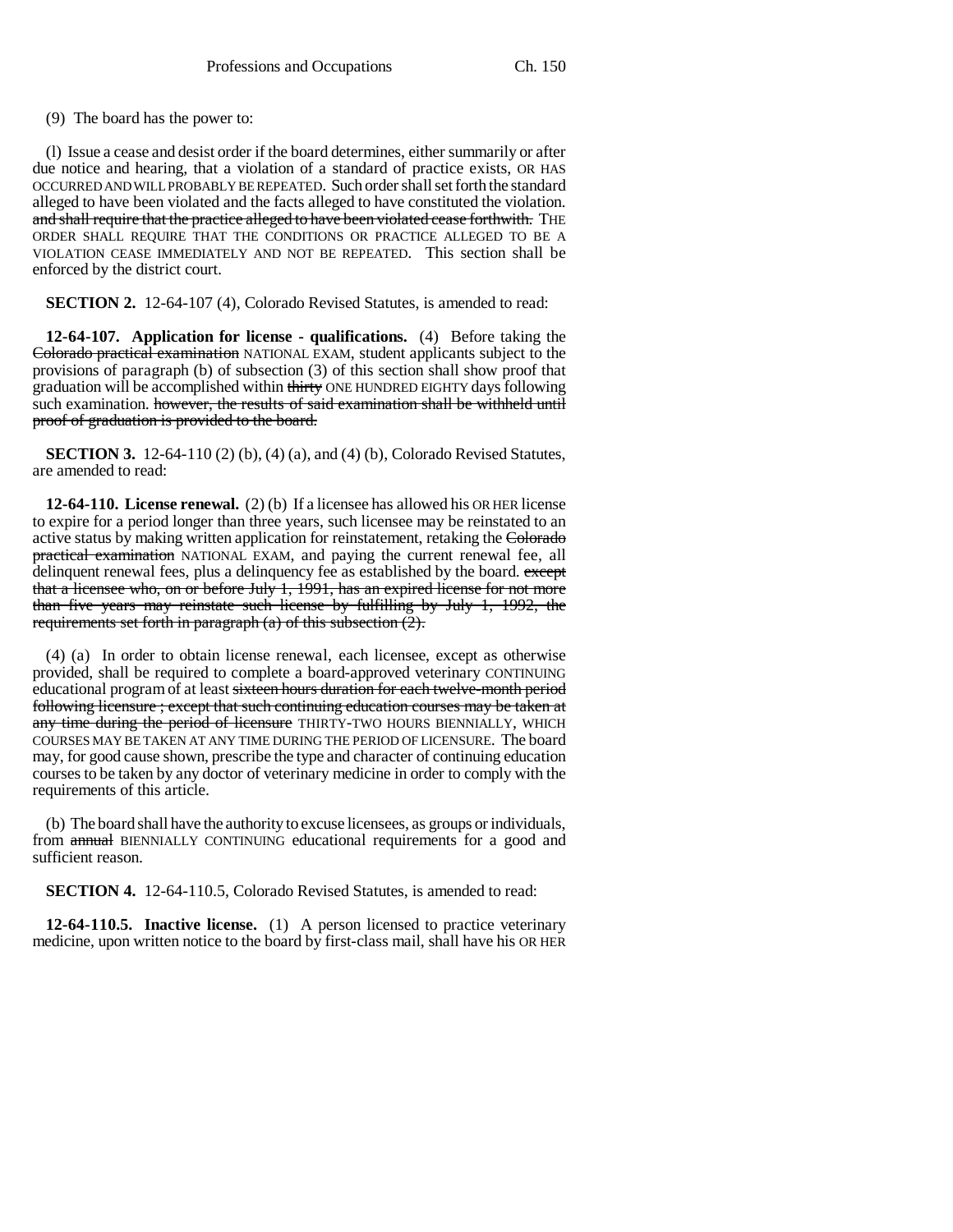(9) The board has the power to:

(l) Issue a cease and desist order if the board determines, either summarily or after due notice and hearing, that a violation of a standard of practice exists, OR HAS OCCURRED AND WILL PROBABLY BE REPEATED. Such order shall set forth the standard alleged to have been violated and the facts alleged to have constituted the violation. ~~and shall require that the practice alleged to have been violated cease forthwith.~~ THE ORDER SHALL REQUIRE THAT THE CONDITIONS OR PRACTICE ALLEGED TO BE A VIOLATION CEASE IMMEDIATELY AND NOT BE REPEATED. This section shall be enforced by the district court.

**SECTION 2.** 12-64-107 (4), Colorado Revised Statutes, is amended to read:

**12-64-107. Application for license - qualifications.** (4) Before taking the ~~Colorado practical examination~~ NATIONAL EXAM, student applicants subject to the provisions of paragraph (b) of subsection (3) of this section shall show proof that graduation will be accomplished within ~~thirty~~ ONE HUNDRED EIGHTY days following such examination. ~~however, the results of said examination shall be withheld until proof of graduation is provided to the board.~~

**SECTION 3.** 12-64-110 (2) (b), (4) (a), and (4) (b), Colorado Revised Statutes, are amended to read:

**12-64-110. License renewal.** (2) (b) If a licensee has allowed his OR HER license to expire for a period longer than three years, such licensee may be reinstated to an active status by making written application for reinstatement, retaking the ~~Colorado practical examination~~ NATIONAL EXAM, and paying the current renewal fee, all delinquent renewal fees, plus a delinquency fee as established by the board. ~~except that a licensee who, on or before July 1, 1991, has an expired license for not more than five years may reinstate such license by fulfilling by July 1, 1992, the requirements set forth in paragraph (a) of this subsection (2).~~

(4) (a) In order to obtain license renewal, each licensee, except as otherwise provided, shall be required to complete a board-approved veterinary CONTINUING educational program of at least ~~sixteen hours duration for each twelve-month period following licensure ; except that such continuing education courses may be taken at any time during the period of licensure~~ THIRTY-TWO HOURS BIENNIALLY, WHICH COURSES MAY BE TAKEN AT ANY TIME DURING THE PERIOD OF LICENSURE. The board may, for good cause shown, prescribe the type and character of continuing education courses to be taken by any doctor of veterinary medicine in order to comply with the requirements of this article.

(b) The board shall have the authority to excuse licensees, as groups or individuals, from ~~annual~~ BIENNIALLY CONTINUING educational requirements for a good and sufficient reason.

**SECTION 4.** 12-64-110.5, Colorado Revised Statutes, is amended to read:

**12-64-110.5. Inactive license.** (1) A person licensed to practice veterinary medicine, upon written notice to the board by first-class mail, shall have his OR HER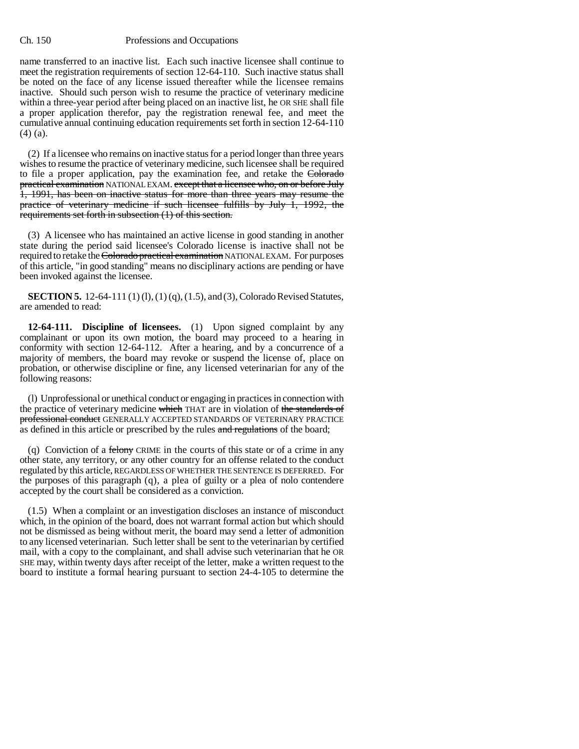name transferred to an inactive list. Each such inactive licensee shall continue to meet the registration requirements of section 12-64-110. Such inactive status shall be noted on the face of any license issued thereafter while the licensee remains inactive. Should such person wish to resume the practice of veterinary medicine within a three-year period after being placed on an inactive list, he OR SHE shall file a proper application therefor, pay the registration renewal fee, and meet the cumulative annual continuing education requirements set forth in section 12-64-110 (4) (a).

(2) If a licensee who remains on inactive status for a period longer than three years wishes to resume the practice of veterinary medicine, such licensee shall be required to file a proper application, pay the examination fee, and retake the ~~Colorado practical examination~~ NATIONAL EXAM. ~~except that a licensee who, on or before July 1, 1991, has been on inactive status for more than three years may resume the practice of veterinary medicine if such licensee fulfills by July 1, 1992, the requirements set forth in subsection (1) of this section.~~

(3) A licensee who has maintained an active license in good standing in another state during the period said licensee's Colorado license is inactive shall not be required to retake the ~~Colorado practical examination~~ NATIONAL EXAM. For purposes of this article, "in good standing" means no disciplinary actions are pending or have been invoked against the licensee.

**SECTION 5.** 12-64-111 (1) (l), (1) (q), (1.5), and (3), Colorado Revised Statutes, are amended to read:

**12-64-111. Discipline of licensees.** (1) Upon signed complaint by any complainant or upon its own motion, the board may proceed to a hearing in conformity with section 12-64-112. After a hearing, and by a concurrence of a majority of members, the board may revoke or suspend the license of, place on probation, or otherwise discipline or fine, any licensed veterinarian for any of the following reasons:

(l) Unprofessional or unethical conduct or engaging in practices in connection with the practice of veterinary medicine ~~which~~ THAT are in violation of ~~the standards of professional conduct~~ GENERALLY ACCEPTED STANDARDS OF VETERINARY PRACTICE as defined in this article or prescribed by the rules ~~and regulations~~ of the board;

(q) Conviction of a ~~felony~~ CRIME in the courts of this state or of a crime in any other state, any territory, or any other country for an offense related to the conduct regulated by this article, REGARDLESS OF WHETHER THE SENTENCE IS DEFERRED. For the purposes of this paragraph (q), a plea of guilty or a plea of nolo contendere accepted by the court shall be considered as a conviction.

(1.5) When a complaint or an investigation discloses an instance of misconduct which, in the opinion of the board, does not warrant formal action but which should not be dismissed as being without merit, the board may send a letter of admonition to any licensed veterinarian. Such letter shall be sent to the veterinarian by certified mail, with a copy to the complainant, and shall advise such veterinarian that he OR SHE may, within twenty days after receipt of the letter, make a written request to the board to institute a formal hearing pursuant to section 24-4-105 to determine the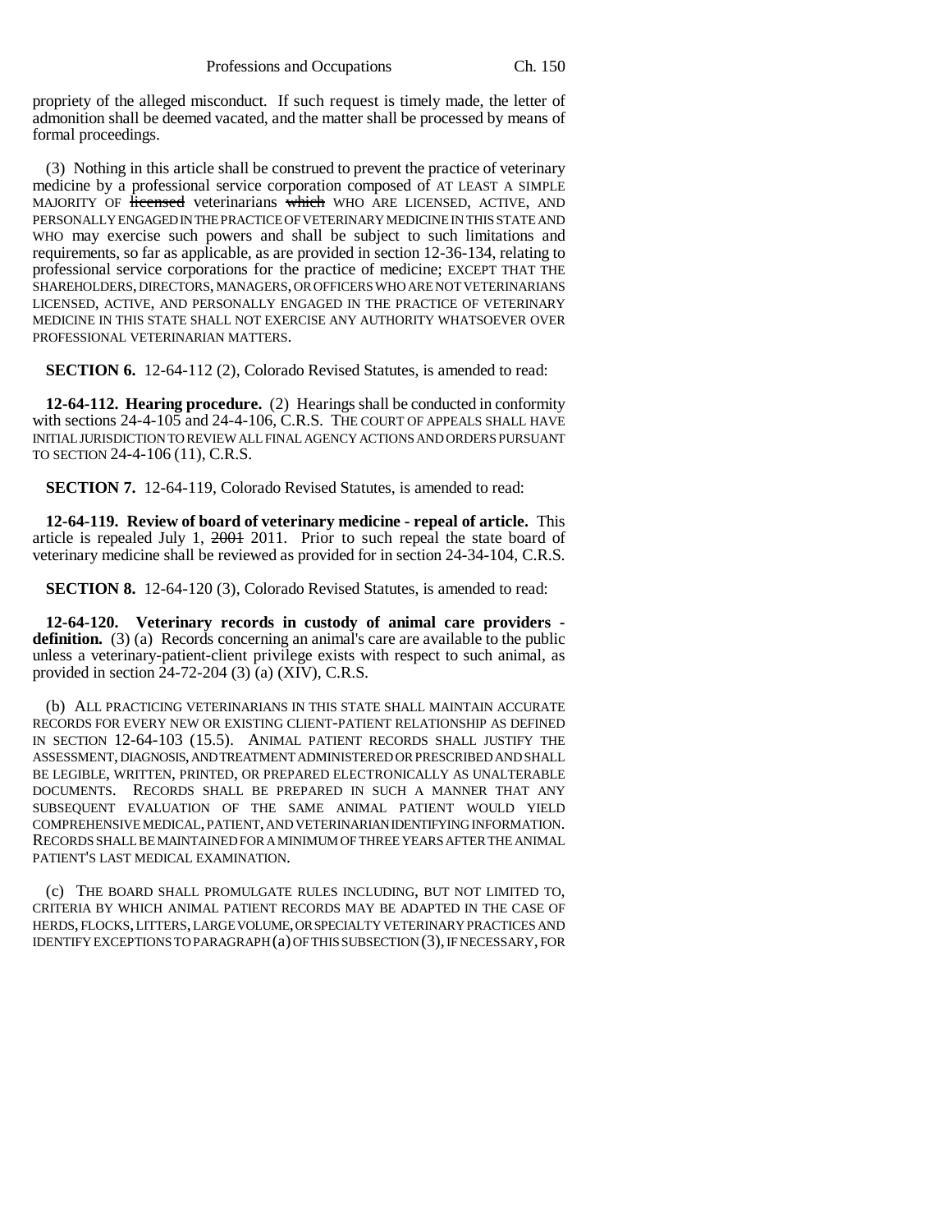propriety of the alleged misconduct. If such request is timely made, the letter of admonition shall be deemed vacated, and the matter shall be processed by means of formal proceedings.

(3) Nothing in this article shall be construed to prevent the practice of veterinary medicine by a professional service corporation composed of AT LEAST A SIMPLE MAJORITY OF ~~licensed~~ veterinarians ~~which~~ WHO ARE LICENSED, ACTIVE, AND PERSONALLY ENGAGED IN THE PRACTICE OF VETERINARY MEDICINE IN THIS STATE AND WHO may exercise such powers and shall be subject to such limitations and requirements, so far as applicable, as are provided in section 12-36-134, relating to professional service corporations for the practice of medicine; EXCEPT THAT THE SHAREHOLDERS, DIRECTORS, MANAGERS, OR OFFICERS WHO ARE NOT VETERINARIANS LICENSED, ACTIVE, AND PERSONALLY ENGAGED IN THE PRACTICE OF VETERINARY MEDICINE IN THIS STATE SHALL NOT EXERCISE ANY AUTHORITY WHATSOEVER OVER PROFESSIONAL VETERINARIAN MATTERS.

**SECTION 6.** 12-64-112 (2), Colorado Revised Statutes, is amended to read:

**12-64-112. Hearing procedure.** (2) Hearings shall be conducted in conformity with sections 24-4-105 and 24-4-106, C.R.S. THE COURT OF APPEALS SHALL HAVE INITIAL JURISDICTION TO REVIEW ALL FINAL AGENCY ACTIONS AND ORDERS PURSUANT TO SECTION 24-4-106 (11), C.R.S.

**SECTION 7.** 12-64-119, Colorado Revised Statutes, is amended to read:

**12-64-119. Review of board of veterinary medicine - repeal of article.** This article is repealed July 1, ~~2001~~ 2011. Prior to such repeal the state board of veterinary medicine shall be reviewed as provided for in section 24-34-104, C.R.S.

**SECTION 8.** 12-64-120 (3), Colorado Revised Statutes, is amended to read:

**12-64-120. Veterinary records in custody of animal care providers - definition.** (3) (a) Records concerning an animal's care are available to the public unless a veterinary-patient-client privilege exists with respect to such animal, as provided in section 24-72-204 (3) (a) (XIV), C.R.S.

(b) ALL PRACTICING VETERINARIANS IN THIS STATE SHALL MAINTAIN ACCURATE RECORDS FOR EVERY NEW OR EXISTING CLIENT-PATIENT RELATIONSHIP AS DEFINED IN SECTION 12-64-103 (15.5). ANIMAL PATIENT RECORDS SHALL JUSTIFY THE ASSESSMENT, DIAGNOSIS, AND TREATMENT ADMINISTERED OR PRESCRIBED AND SHALL BE LEGIBLE, WRITTEN, PRINTED, OR PREPARED ELECTRONICALLY AS UNALTERABLE DOCUMENTS. RECORDS SHALL BE PREPARED IN SUCH A MANNER THAT ANY SUBSEQUENT EVALUATION OF THE SAME ANIMAL PATIENT WOULD YIELD COMPREHENSIVE MEDICAL, PATIENT, AND VETERINARIAN IDENTIFYING INFORMATION. RECORDS SHALL BE MAINTAINED FOR A MINIMUM OF THREE YEARS AFTER THE ANIMAL PATIENT'S LAST MEDICAL EXAMINATION.

(c) THE BOARD SHALL PROMULGATE RULES INCLUDING, BUT NOT LIMITED TO, CRITERIA BY WHICH ANIMAL PATIENT RECORDS MAY BE ADAPTED IN THE CASE OF HERDS, FLOCKS, LITTERS, LARGE VOLUME, OR SPECIALTY VETERINARY PRACTICES AND IDENTIFY EXCEPTIONS TO PARAGRAPH (a) OF THIS SUBSECTION (3), IF NECESSARY, FOR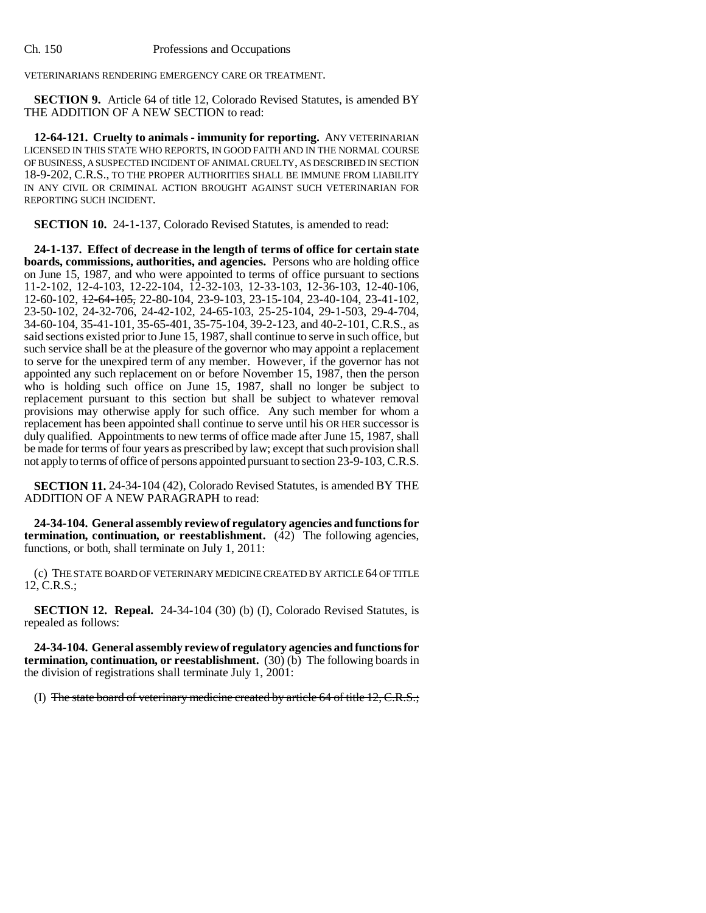VETERINARIANS RENDERING EMERGENCY CARE OR TREATMENT.

**SECTION 9.** Article 64 of title 12, Colorado Revised Statutes, is amended BY THE ADDITION OF A NEW SECTION to read:

**12-64-121. Cruelty to animals - immunity for reporting.** ANY VETERINARIAN LICENSED IN THIS STATE WHO REPORTS, IN GOOD FAITH AND IN THE NORMAL COURSE OF BUSINESS, A SUSPECTED INCIDENT OF ANIMAL CRUELTY, AS DESCRIBED IN SECTION 18-9-202, C.R.S., TO THE PROPER AUTHORITIES SHALL BE IMMUNE FROM LIABILITY IN ANY CIVIL OR CRIMINAL ACTION BROUGHT AGAINST SUCH VETERINARIAN FOR REPORTING SUCH INCIDENT.

**SECTION 10.** 24-1-137, Colorado Revised Statutes, is amended to read:

**24-1-137. Effect of decrease in the length of terms of office for certain state boards, commissions, authorities, and agencies.** Persons who are holding office on June 15, 1987, and who were appointed to terms of office pursuant to sections 11-2-102, 12-4-103, 12-22-104, 12-32-103, 12-33-103, 12-36-103, 12-40-106, 12-60-102, ~~12-64-105,~~ 22-80-104, 23-9-103, 23-15-104, 23-40-104, 23-41-102, 23-50-102, 24-32-706, 24-42-102, 24-65-103, 25-25-104, 29-1-503, 29-4-704, 34-60-104, 35-41-101, 35-65-401, 35-75-104, 39-2-123, and 40-2-101, C.R.S., as said sections existed prior to June 15, 1987, shall continue to serve in such office, but such service shall be at the pleasure of the governor who may appoint a replacement to serve for the unexpired term of any member. However, if the governor has not appointed any such replacement on or before November 15, 1987, then the person who is holding such office on June 15, 1987, shall no longer be subject to replacement pursuant to this section but shall be subject to whatever removal provisions may otherwise apply for such office. Any such member for whom a replacement has been appointed shall continue to serve until his OR HER successor is duly qualified. Appointments to new terms of office made after June 15, 1987, shall be made for terms of four years as prescribed by law; except that such provision shall not apply to terms of office of persons appointed pursuant to section 23-9-103, C.R.S.

**SECTION 11.** 24-34-104 (42), Colorado Revised Statutes, is amended BY THE ADDITION OF A NEW PARAGRAPH to read:

**24-34-104. General assembly review of regulatory agencies and functions for termination, continuation, or reestablishment.** (42) The following agencies, functions, or both, shall terminate on July 1, 2011:

(c) THE STATE BOARD OF VETERINARY MEDICINE CREATED BY ARTICLE 64 OF TITLE 12, C.R.S.;

**SECTION 12. Repeal.** 24-34-104 (30) (b) (I), Colorado Revised Statutes, is repealed as follows:

**24-34-104. General assembly review of regulatory agencies and functions for termination, continuation, or reestablishment.** (30) (b) The following boards in the division of registrations shall terminate July 1, 2001:

(I) ~~The state board of veterinary medicine created by article 64 of title 12, C.R.S.;~~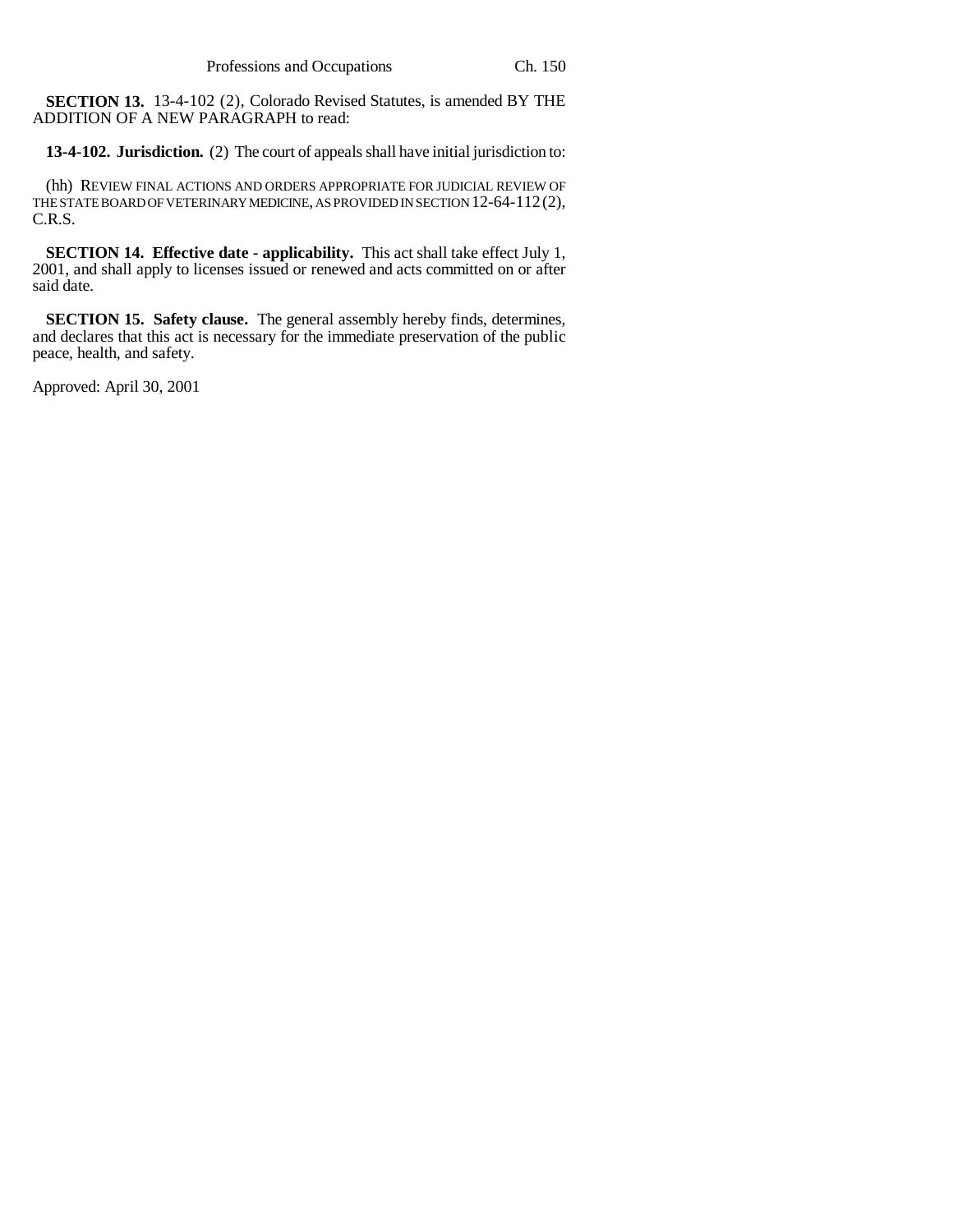**SECTION 13.** 13-4-102 (2), Colorado Revised Statutes, is amended BY THE ADDITION OF A NEW PARAGRAPH to read:

**13-4-102. Jurisdiction.** (2) The court of appeals shall have initial jurisdiction to:

(hh) REVIEW FINAL ACTIONS AND ORDERS APPROPRIATE FOR JUDICIAL REVIEW OF THE STATE BOARD OF VETERINARY MEDICINE, AS PROVIDED IN SECTION 12-64-112 (2), C.R.S.

**SECTION 14. Effective date - applicability.** This act shall take effect July 1, 2001, and shall apply to licenses issued or renewed and acts committed on or after said date.

**SECTION 15. Safety clause.** The general assembly hereby finds, determines, and declares that this act is necessary for the immediate preservation of the public peace, health, and safety.

Approved: April 30, 2001